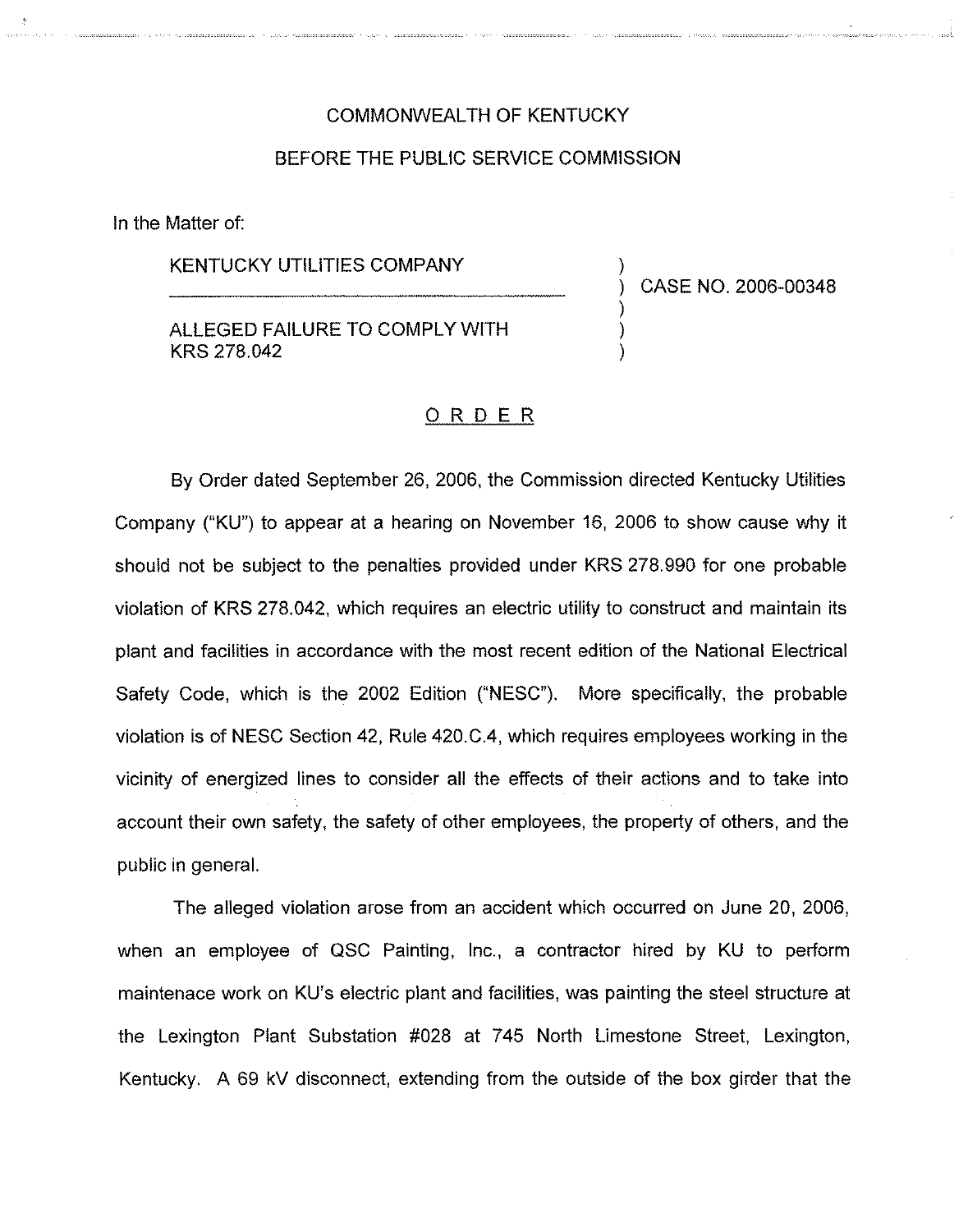COMMONWEALTH OF KENTUCKY

BEFORE THE PUBLIC SERVICE COMMISSION

In the Matter of:

| | |
|---|---|
| KENTUCKY UTILITIES COMPANY | ) |
| | ) CASE NO. 2006-00348 |
| | ) |
| ALLEGED FAILURE TO COMPLY WITH | ) |
| KRS 278.042 | ) |

## O R D E R

By Order dated September 26, 2006, the Commission directed Kentucky Utilities Company ("KU") to appear at a hearing on November 16, 2006 to show cause why it should not be subject to the penalties provided under KRS 278.990 for one probable violation of KRS 278.042, which requires an electric utility to construct and maintain its plant and facilities in accordance with the most recent edition of the National Electrical Safety Code, which is the 2002 Edition ("NESC"). More specifically, the probable violation is of NESC Section 42, Rule 420.C.4, which requires employees working in the vicinity of energized lines to consider all the effects of their actions and to take into account their own safety, the safety of other employees, the property of others, and the public in general.

The alleged violation arose from an accident which occurred on June 20, 2006, when an employee of QSC Painting, Inc., a contractor hired by KU to perform maintenace work on KU's electric plant and facilities, was painting the steel structure at the Lexington Plant Substation #028 at 745 North Limestone Street, Lexington, Kentucky. A 69 kV disconnect, extending from the outside of the box girder that the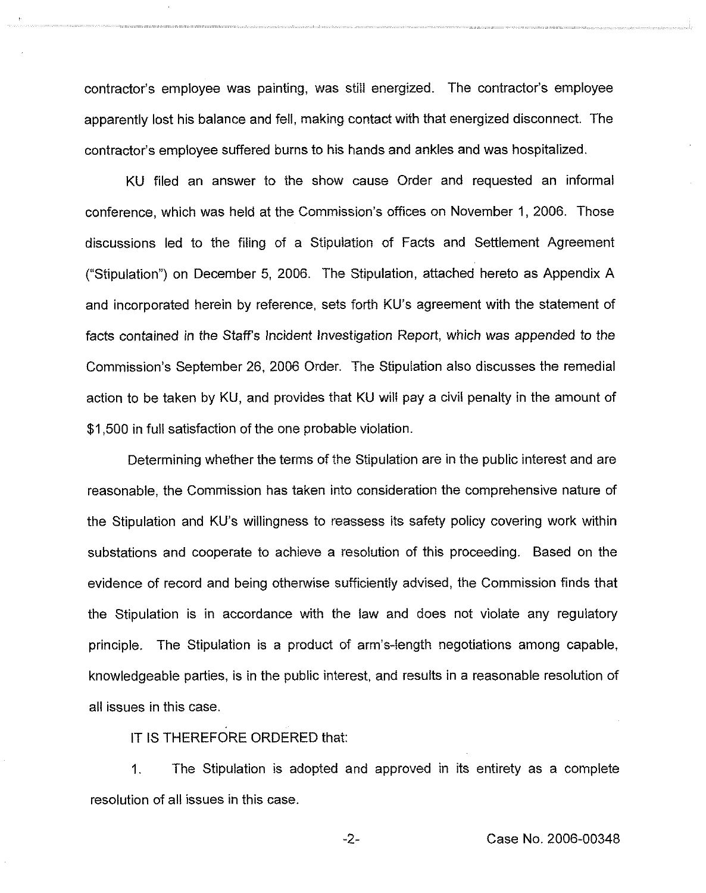contractor's employee was painting, was still energized. The contractor's employee apparently lost his balance and fell, making contact with that energized disconnect. The contractor's employee suffered burns to his hands and ankles and was hospitalized.

KU filed an answer to the show cause Order and requested an informal conference, which was held at the Commission's offices on November 1, 2006. Those discussions led to the filing of a Stipulation of Facts and Settlement Agreement ("Stipulation") on December 5, 2006. The Stipulation, attached hereto as Appendix A and incorporated herein by reference, sets forth KU's agreement with the statement of facts contained in the Staff's Incident Investigation Report, which was appended to the Commission's September 26, 2006 Order. The Stipulation also discusses the remedial action to be taken by KU, and provides that KU will pay a civil penalty in the amount of $1,500 in full satisfaction of the one probable violation.

Determining whether the terms of the Stipulation are in the public interest and are reasonable, the Commission has taken into consideration the comprehensive nature of the Stipulation and KU's willingness to reassess its safety policy covering work within substations and cooperate to achieve a resolution of this proceeding. Based on the evidence of record and being otherwise sufficiently advised, the Commission finds that the Stipulation is in accordance with the law and does not violate any regulatory principle. The Stipulation is a product of arm's-length negotiations among capable, knowledgeable parties, is in the public interest, and results in a reasonable resolution of all issues in this case.

IT IS THEREFORE ORDERED that:

1. The Stipulation is adopted and approved in its entirety as a complete resolution of all issues in this case.

Case No. 2006-00348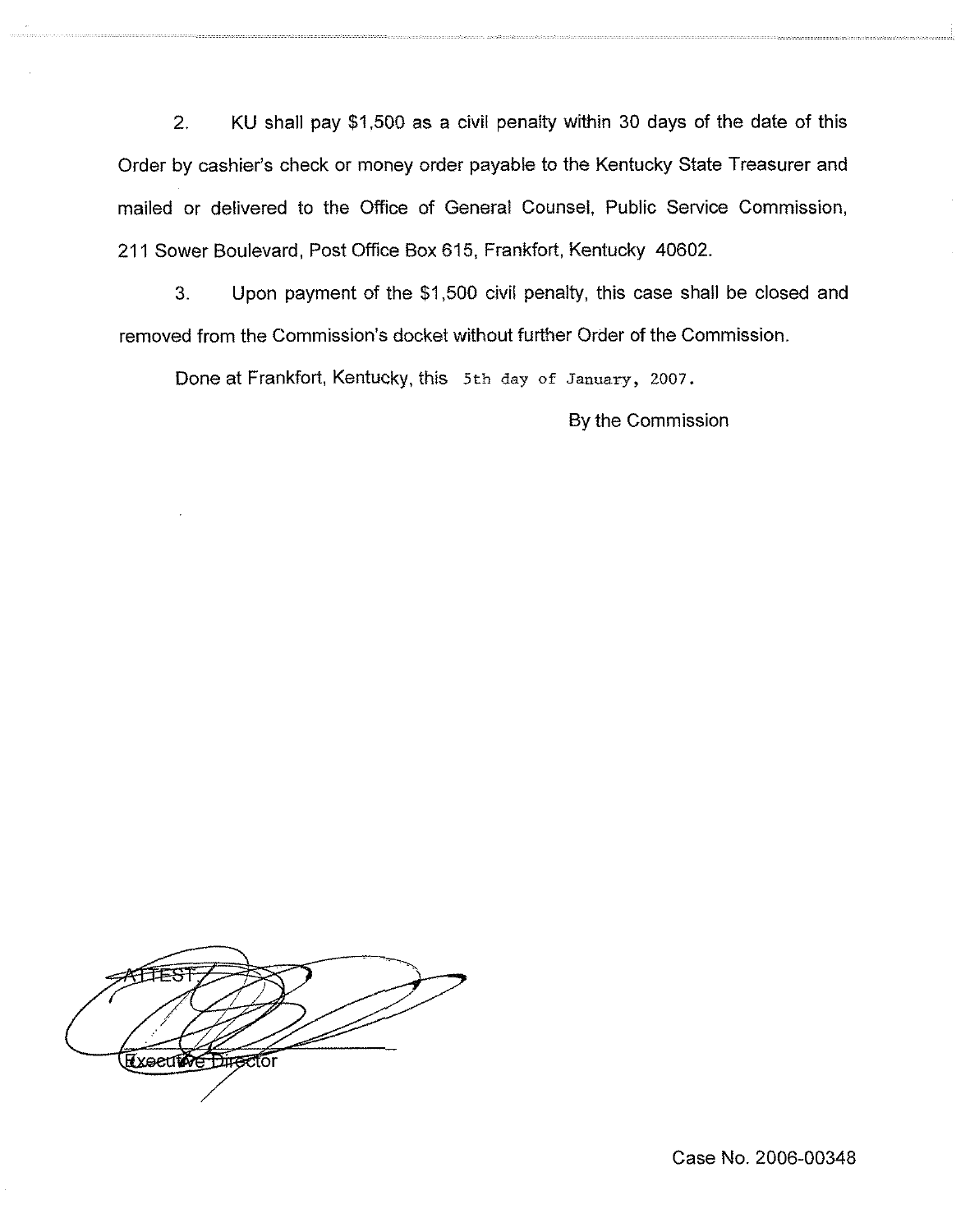2. KU shall pay $1,500 as a civil penalty within 30 days of the date of this Order by cashier's check or money order payable to the Kentucky State Treasurer and mailed or delivered to the Office of General Counsel, Public Service Commission, 211 Sower Boulevard, Post Office Box 615, Frankfort, Kentucky 40602.

3. Upon payment of the $1,500 civil penalty, this case shall be closed and removed from the Commission's docket without further Order of the Commission.

Done at Frankfort, Kentucky, this 5th day of January, 2007.

By the Commission

ATTEST:

Executive Director

Case No. 2006-00348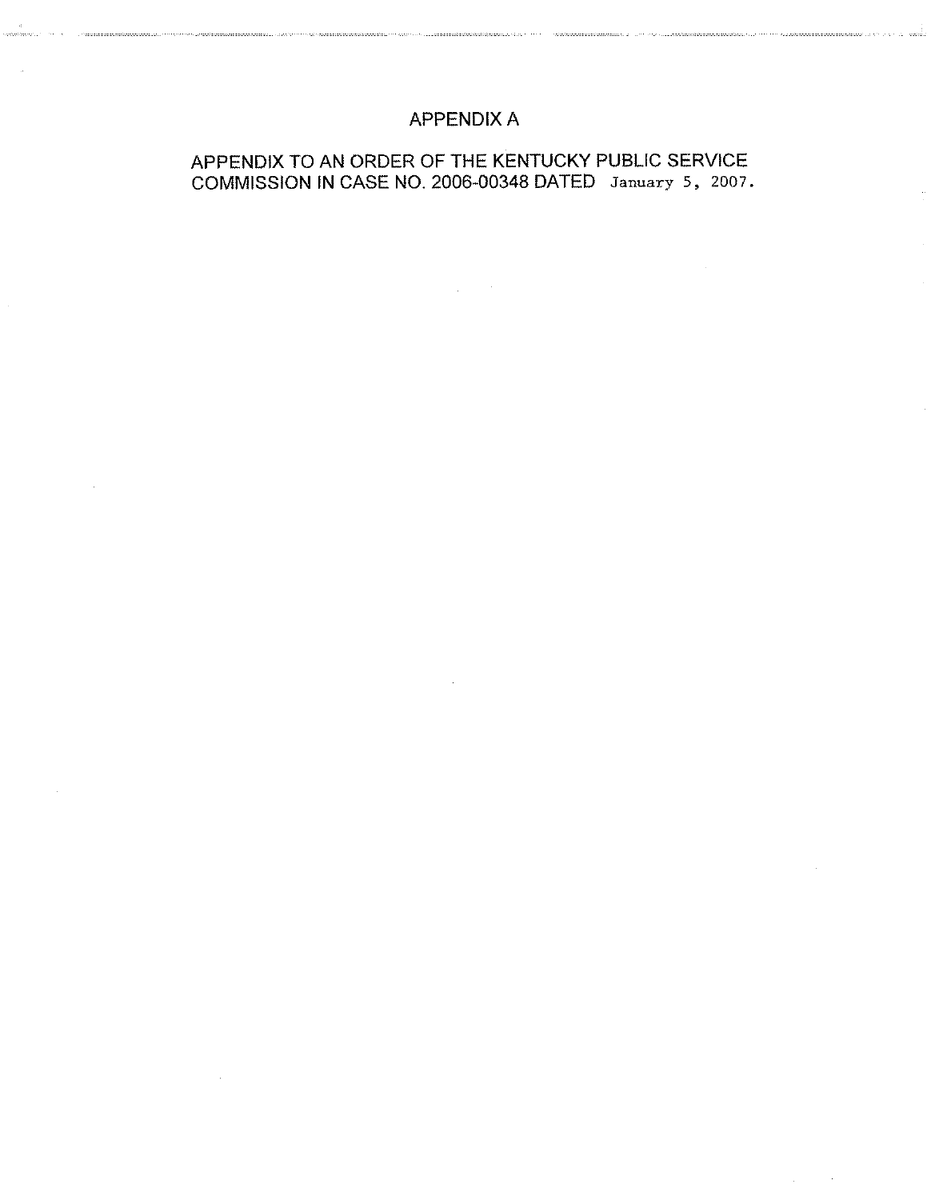# APPENDIX A

APPENDIX TO AN ORDER OF THE KENTUCKY PUBLIC SERVICE COMMISSION IN CASE NO. 2006-00348 DATED January 5, 2007.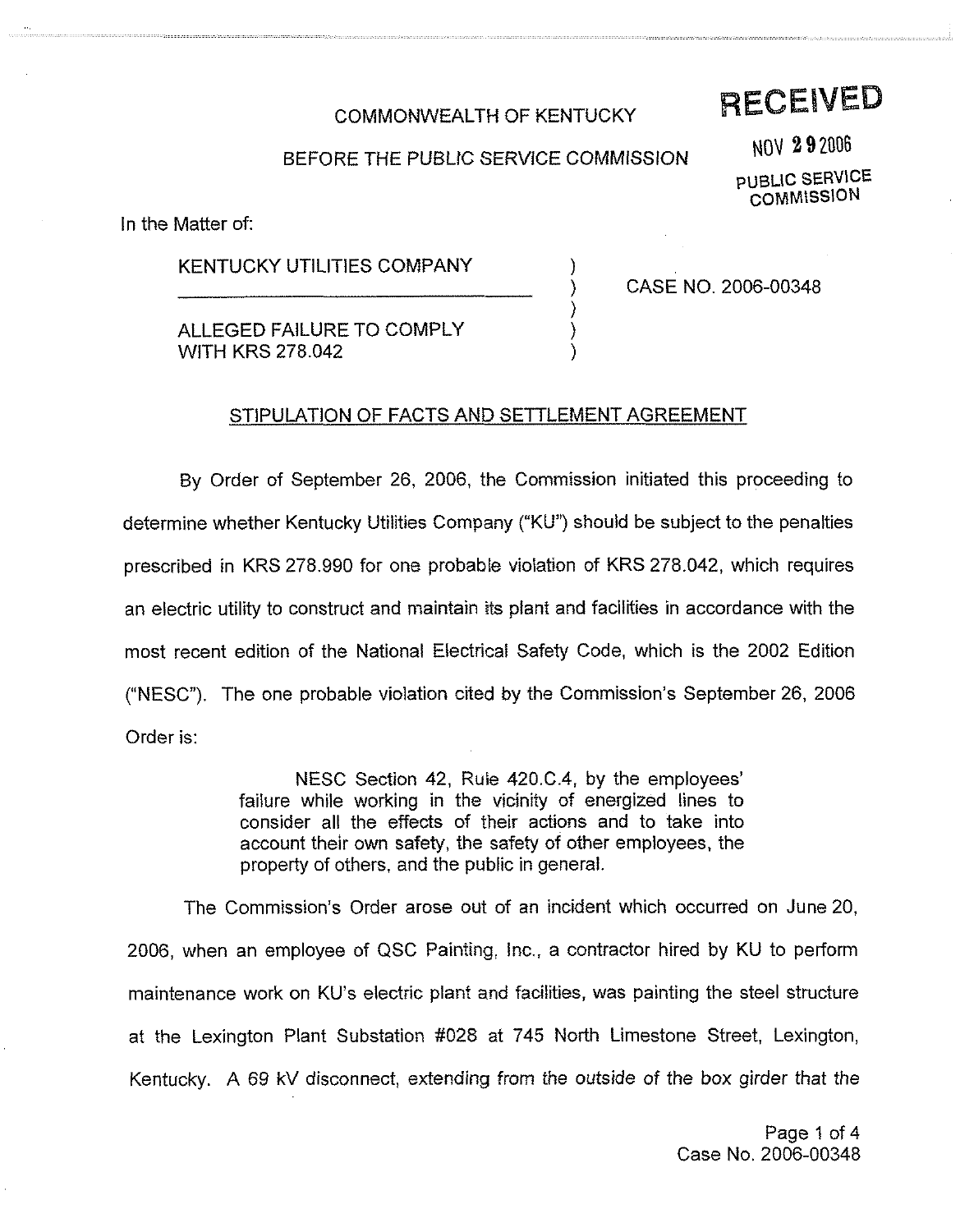COMMONWEALTH OF KENTUCKY

BEFORE THE PUBLIC SERVICE COMMISSION

**RECEIVED**

NOV 29 2006

PUBLIC SERVICE COMMISSION

In the Matter of:

| | | |
|---|---|---|
| KENTUCKY UTILITIES COMPANY | ) | |
| | ) | CASE NO. 2006-00348 |
| | ) | |
| ALLEGED FAILURE TO COMPLY WITH KRS 278.042 | ) | |
| | ) | |

## STIPULATION OF FACTS AND SETTLEMENT AGREEMENT

By Order of September 26, 2006, the Commission initiated this proceeding to determine whether Kentucky Utilities Company ("KU") should be subject to the penalties prescribed in KRS 278.990 for one probable violation of KRS 278.042, which requires an electric utility to construct and maintain its plant and facilities in accordance with the most recent edition of the National Electrical Safety Code, which is the 2002 Edition ("NESC"). The one probable violation cited by the Commission's September 26, 2006 Order is:

> NESC Section 42, Rule 420.C.4, by the employees' failure while working in the vicinity of energized lines to consider all the effects of their actions and to take into account their own safety, the safety of other employees, the property of others, and the public in general.

The Commission's Order arose out of an incident which occurred on June 20, 2006, when an employee of QSC Painting, Inc., a contractor hired by KU to perform maintenance work on KU's electric plant and facilities, was painting the steel structure at the Lexington Plant Substation #028 at 745 North Limestone Street, Lexington, Kentucky. A 69 kV disconnect, extending from the outside of the box girder that the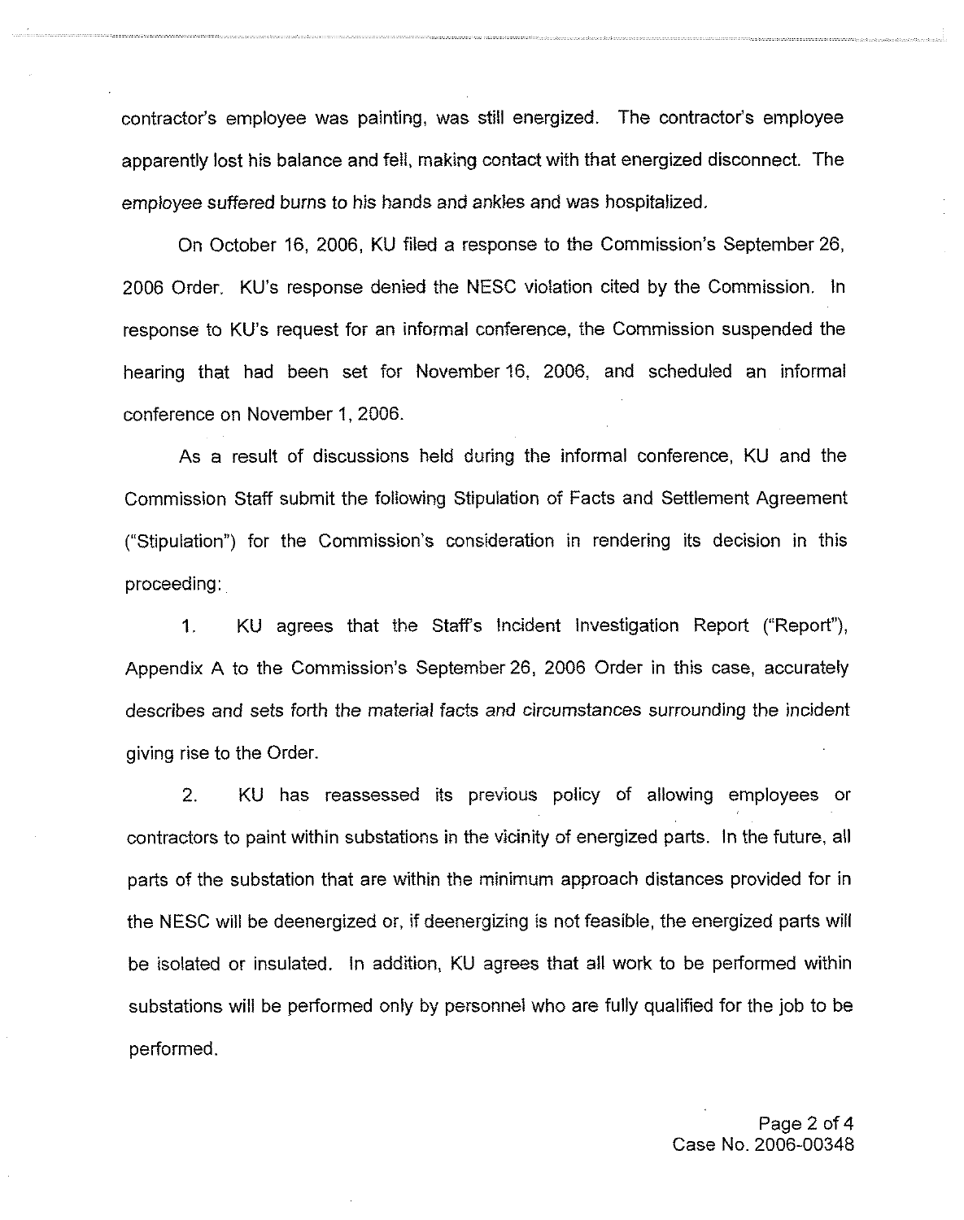contractor's employee was painting, was still energized. The contractor's employee apparently lost his balance and fell, making contact with that energized disconnect. The employee suffered burns to his hands and ankles and was hospitalized.

On October 16, 2006, KU filed a response to the Commission's September 26, 2006 Order. KU's response denied the NESC violation cited by the Commission. In response to KU's request for an informal conference, the Commission suspended the hearing that had been set for November 16, 2006, and scheduled an informal conference on November 1, 2006.

As a result of discussions held during the informal conference, KU and the Commission Staff submit the following Stipulation of Facts and Settlement Agreement ("Stipulation") for the Commission's consideration in rendering its decision in this proceeding:

1. KU agrees that the Staff's Incident Investigation Report ("Report"), Appendix A to the Commission's September 26, 2006 Order in this case, accurately describes and sets forth the material facts and circumstances surrounding the incident giving rise to the Order.

2. KU has reassessed its previous policy of allowing employees or contractors to paint within substations in the vicinity of energized parts. In the future, all parts of the substation that are within the minimum approach distances provided for in the NESC will be deenergized or, if deenergizing is not feasible, the energized parts will be isolated or insulated. In addition, KU agrees that all work to be performed within substations will be performed only by personnel who are fully qualified for the job to be performed.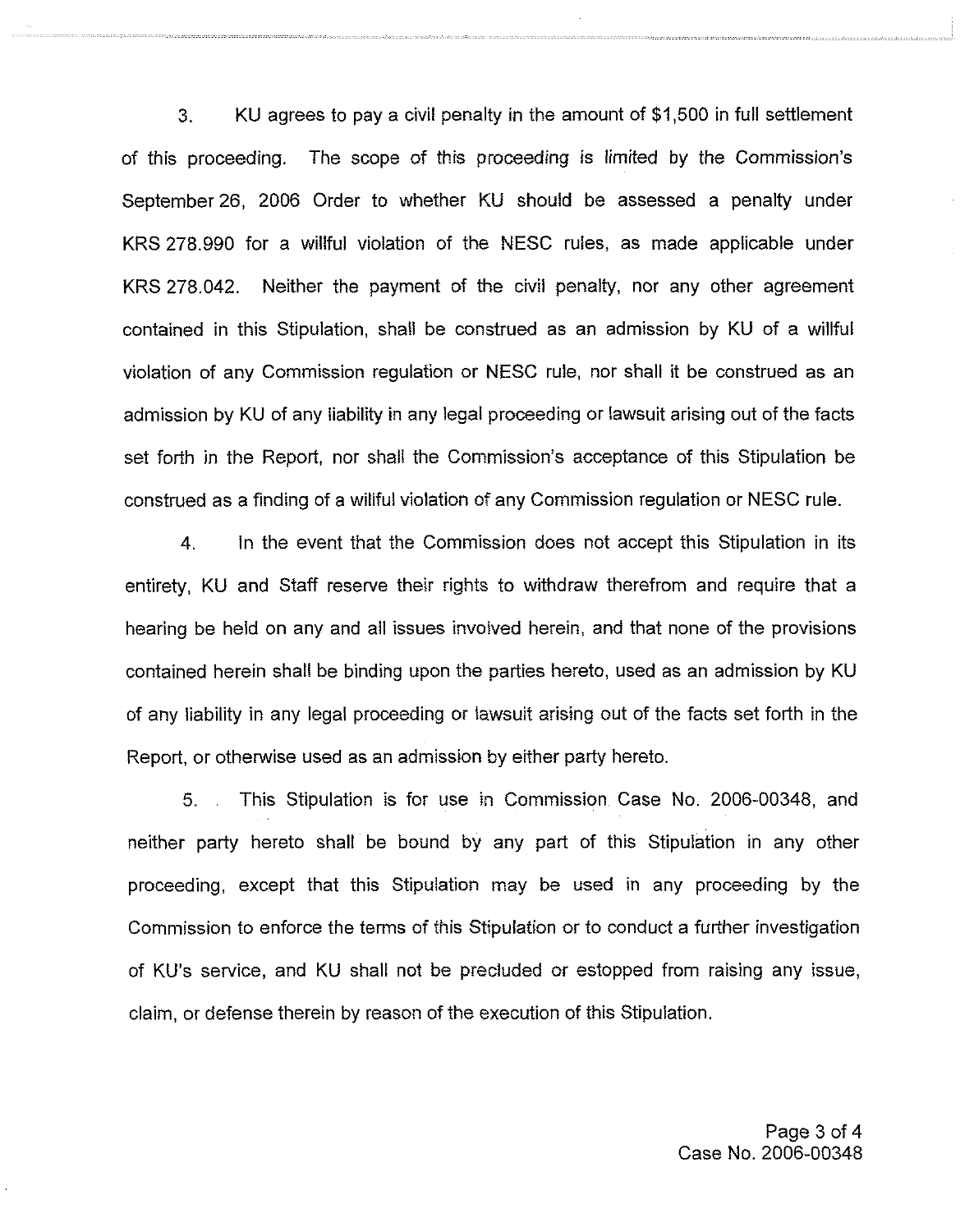3. KU agrees to pay a civil penalty in the amount of $1,500 in full settlement of this proceeding. The scope of this proceeding is limited by the Commission's September 26, 2006 Order to whether KU should be assessed a penalty under KRS 278.990 for a willful violation of the NESC rules, as made applicable under KRS 278.042. Neither the payment of the civil penalty, nor any other agreement contained in this Stipulation, shall be construed as an admission by KU of a willful violation of any Commission regulation or NESC rule, nor shall it be construed as an admission by KU of any liability in any legal proceeding or lawsuit arising out of the facts set forth in the Report, nor shall the Commission's acceptance of this Stipulation be construed as a finding of a willful violation of any Commission regulation or NESC rule.

4. In the event that the Commission does not accept this Stipulation in its entirety, KU and Staff reserve their rights to withdraw therefrom and require that a hearing be held on any and all issues involved herein, and that none of the provisions contained herein shall be binding upon the parties hereto, used as an admission by KU of any liability in any legal proceeding or lawsuit arising out of the facts set forth in the Report, or otherwise used as an admission by either party hereto.

5. This Stipulation is for use in Commission Case No. 2006-00348, and neither party hereto shall be bound by any part of this Stipulation in any other proceeding, except that this Stipulation may be used in any proceeding by the Commission to enforce the terms of this Stipulation or to conduct a further investigation of KU's service, and KU shall not be precluded or estopped from raising any issue, claim, or defense therein by reason of the execution of this Stipulation.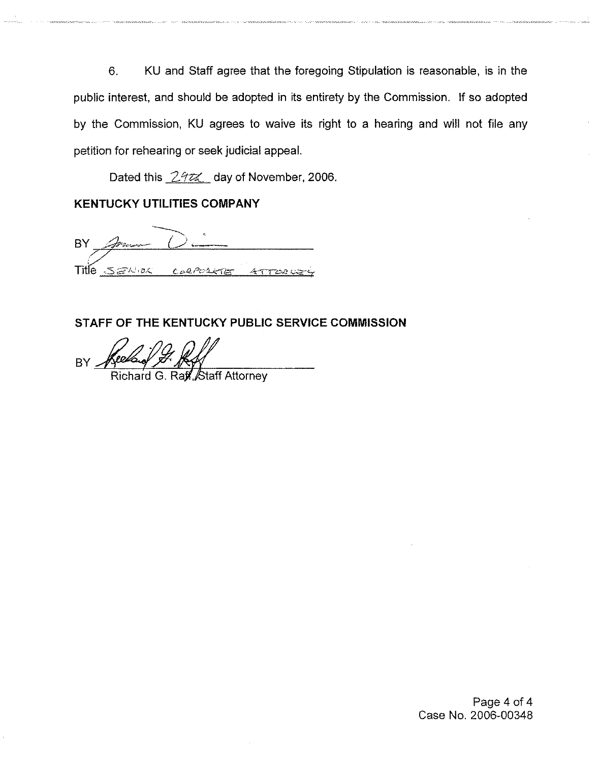6. KU and Staff agree that the foregoing Stipulation is reasonable, is in the public interest, and should be adopted in its entirety by the Commission. If so adopted by the Commission, KU agrees to waive its right to a hearing and will not file any petition for rehearing or seek judicial appeal.

Dated this 29th day of November, 2006.

**KENTUCKY UTILITIES COMPANY**

BY ______________________________

Title Senior Corporate Attorney

**STAFF OF THE KENTUCKY PUBLIC SERVICE COMMISSION**

BY ______________________________
Richard G. Raff, Staff Attorney

Case No. 2006-00348